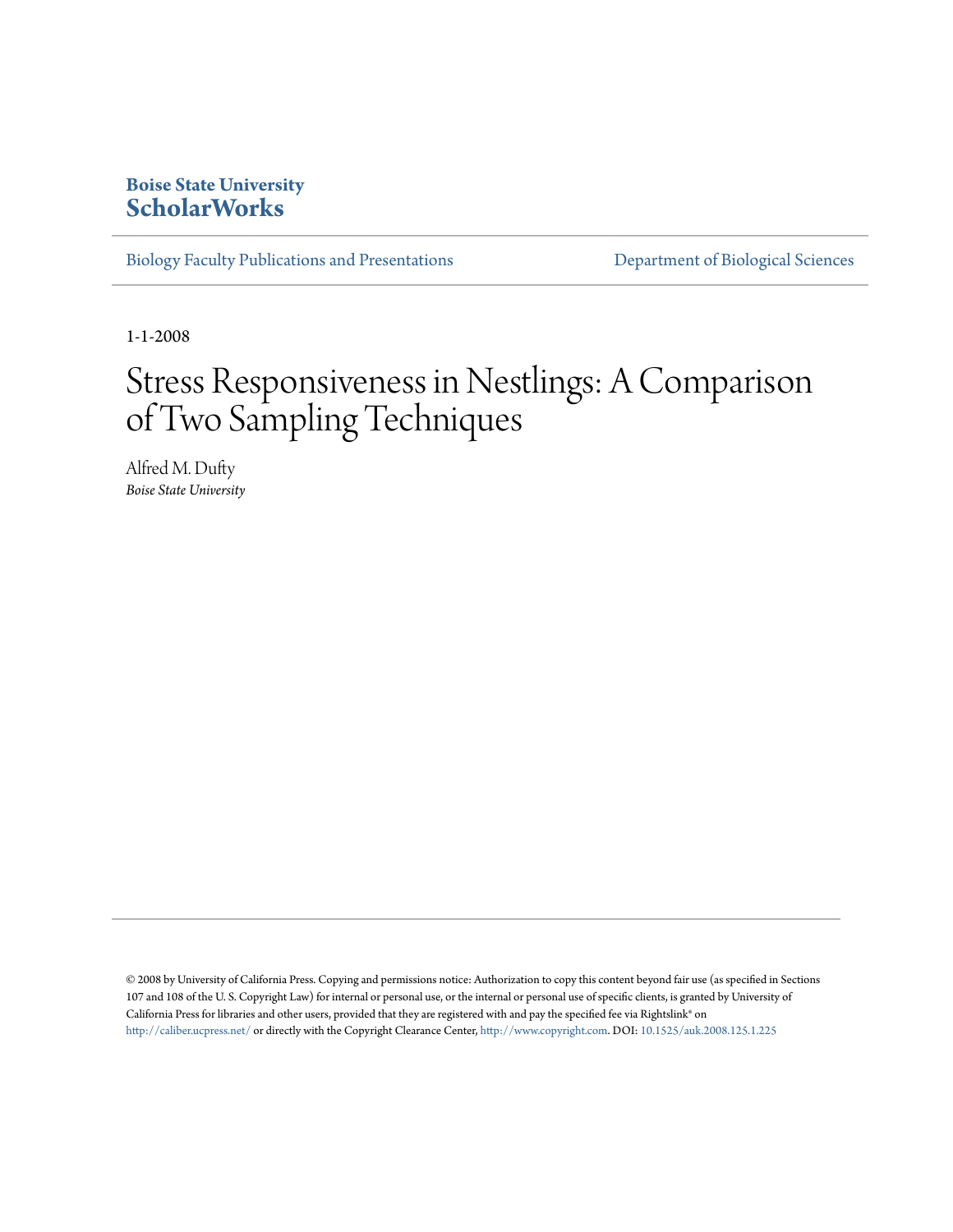**Boise State University**
**ScholarWorks**

Biology Faculty Publications and Presentations

Department of Biological Sciences

1-1-2008

# Stress Responsiveness in Nestlings: A Comparison of Two Sampling Techniques

Alfred M. Dufty
*Boise State University*

© 2008 by University of California Press. Copying and permissions notice: Authorization to copy this content beyond fair use (as specified in Sections 107 and 108 of the U. S. Copyright Law) for internal or personal use, or the internal or personal use of specific clients, is granted by University of California Press for libraries and other users, provided that they are registered with and pay the specified fee via Rightslink® on http://caliber.ucpress.net/ or directly with the Copyright Clearance Center, http://www.copyright.com. DOI: 10.1525/auk.2008.125.1.225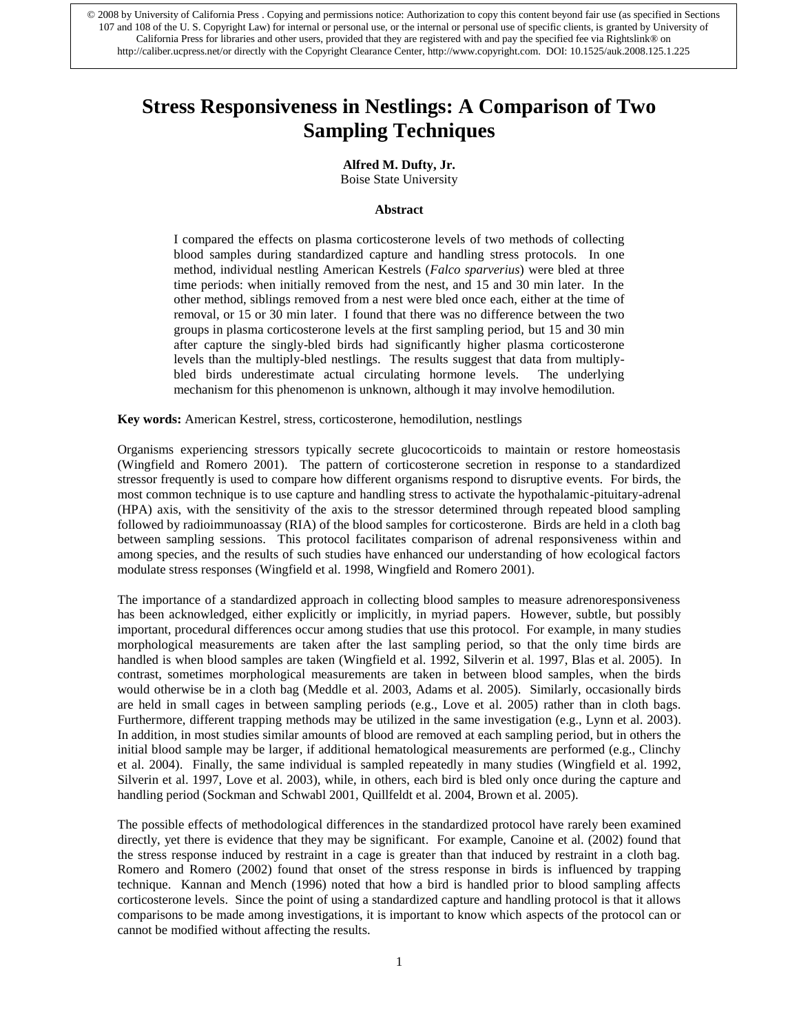© 2008 by University of California Press . Copying and permissions notice: Authorization to copy this content beyond fair use (as specified in Sections 107 and 108 of the U. S. Copyright Law) for internal or personal use, or the internal or personal use of specific clients, is granted by University of California Press for libraries and other users, provided that they are registered with and pay the specified fee via Rightslink® on http://caliber.ucpress.net/or directly with the Copyright Clearance Center, http://www.copyright.com. DOI: 10.1525/auk.2008.125.1.225

# Stress Responsiveness in Nestlings: A Comparison of Two Sampling Techniques

**Alfred M. Dufty, Jr.**
Boise State University

### Abstract

I compared the effects on plasma corticosterone levels of two methods of collecting blood samples during standardized capture and handling stress protocols. In one method, individual nestling American Kestrels (*Falco sparverius*) were bled at three time periods: when initially removed from the nest, and 15 and 30 min later. In the other method, siblings removed from a nest were bled once each, either at the time of removal, or 15 or 30 min later. I found that there was no difference between the two groups in plasma corticosterone levels at the first sampling period, but 15 and 30 min after capture the singly-bled birds had significantly higher plasma corticosterone levels than the multiply-bled nestlings. The results suggest that data from multiply-bled birds underestimate actual circulating hormone levels. The underlying mechanism for this phenomenon is unknown, although it may involve hemodilution.

**Key words:** American Kestrel, stress, corticosterone, hemodilution, nestlings

Organisms experiencing stressors typically secrete glucocorticoids to maintain or restore homeostasis (Wingfield and Romero 2001). The pattern of corticosterone secretion in response to a standardized stressor frequently is used to compare how different organisms respond to disruptive events. For birds, the most common technique is to use capture and handling stress to activate the hypothalamic-pituitary-adrenal (HPA) axis, with the sensitivity of the axis to the stressor determined through repeated blood sampling followed by radioimmunoassay (RIA) of the blood samples for corticosterone. Birds are held in a cloth bag between sampling sessions. This protocol facilitates comparison of adrenal responsiveness within and among species, and the results of such studies have enhanced our understanding of how ecological factors modulate stress responses (Wingfield et al. 1998, Wingfield and Romero 2001).

The importance of a standardized approach in collecting blood samples to measure adrenoresponsiveness has been acknowledged, either explicitly or implicitly, in myriad papers. However, subtle, but possibly important, procedural differences occur among studies that use this protocol. For example, in many studies morphological measurements are taken after the last sampling period, so that the only time birds are handled is when blood samples are taken (Wingfield et al. 1992, Silverin et al. 1997, Blas et al. 2005). In contrast, sometimes morphological measurements are taken in between blood samples, when the birds would otherwise be in a cloth bag (Meddle et al. 2003, Adams et al. 2005). Similarly, occasionally birds are held in small cages in between sampling periods (e.g., Love et al. 2005) rather than in cloth bags. Furthermore, different trapping methods may be utilized in the same investigation (e.g., Lynn et al. 2003). In addition, in most studies similar amounts of blood are removed at each sampling period, but in others the initial blood sample may be larger, if additional hematological measurements are performed (e.g., Clinchy et al. 2004). Finally, the same individual is sampled repeatedly in many studies (Wingfield et al. 1992, Silverin et al. 1997, Love et al. 2003), while, in others, each bird is bled only once during the capture and handling period (Sockman and Schwabl 2001, Quillfeldt et al. 2004, Brown et al. 2005).

The possible effects of methodological differences in the standardized protocol have rarely been examined directly, yet there is evidence that they may be significant. For example, Canoine et al. (2002) found that the stress response induced by restraint in a cage is greater than that induced by restraint in a cloth bag. Romero and Romero (2002) found that onset of the stress response in birds is influenced by trapping technique. Kannan and Mench (1996) noted that how a bird is handled prior to blood sampling affects corticosterone levels. Since the point of using a standardized capture and handling protocol is that it allows comparisons to be made among investigations, it is important to know which aspects of the protocol can or cannot be modified without affecting the results.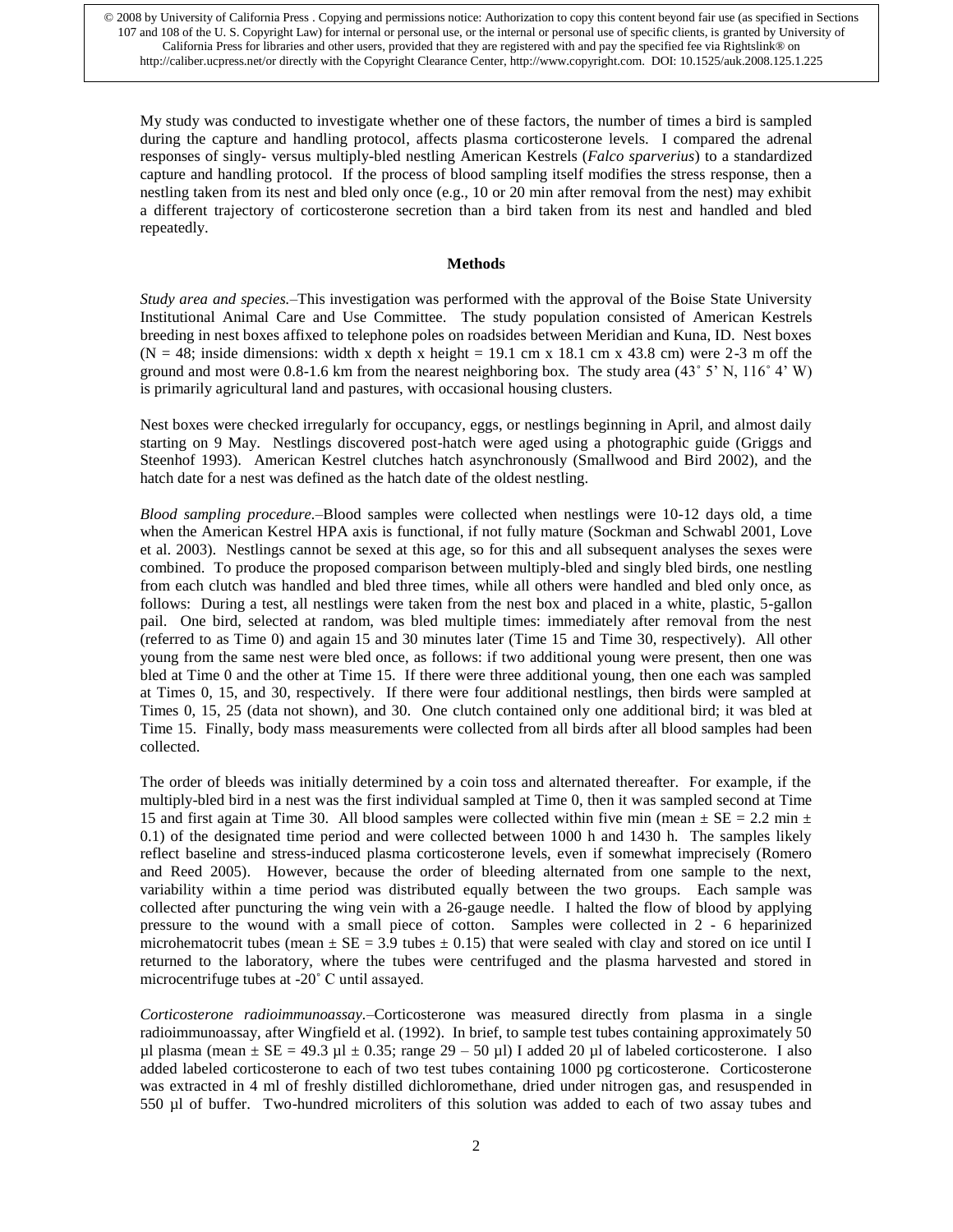My study was conducted to investigate whether one of these factors, the number of times a bird is sampled during the capture and handling protocol, affects plasma corticosterone levels. I compared the adrenal responses of singly- versus multiply-bled nestling American Kestrels (*Falco sparverius*) to a standardized capture and handling protocol. If the process of blood sampling itself modifies the stress response, then a nestling taken from its nest and bled only once (e.g., 10 or 20 min after removal from the nest) may exhibit a different trajectory of corticosterone secretion than a bird taken from its nest and handled and bled repeatedly.

## Methods

*Study area and species.*–This investigation was performed with the approval of the Boise State University Institutional Animal Care and Use Committee. The study population consisted of American Kestrels breeding in nest boxes affixed to telephone poles on roadsides between Meridian and Kuna, ID. Nest boxes (N = 48; inside dimensions: width x depth x height = 19.1 cm x 18.1 cm x 43.8 cm) were 2-3 m off the ground and most were 0.8-1.6 km from the nearest neighboring box. The study area (43˚ 5' N, 116˚ 4' W) is primarily agricultural land and pastures, with occasional housing clusters.

Nest boxes were checked irregularly for occupancy, eggs, or nestlings beginning in April, and almost daily starting on 9 May. Nestlings discovered post-hatch were aged using a photographic guide (Griggs and Steenhof 1993). American Kestrel clutches hatch asynchronously (Smallwood and Bird 2002), and the hatch date for a nest was defined as the hatch date of the oldest nestling.

*Blood sampling procedure.*–Blood samples were collected when nestlings were 10-12 days old, a time when the American Kestrel HPA axis is functional, if not fully mature (Sockman and Schwabl 2001, Love et al. 2003). Nestlings cannot be sexed at this age, so for this and all subsequent analyses the sexes were combined. To produce the proposed comparison between multiply-bled and singly bled birds, one nestling from each clutch was handled and bled three times, while all others were handled and bled only once, as follows: During a test, all nestlings were taken from the nest box and placed in a white, plastic, 5-gallon pail. One bird, selected at random, was bled multiple times: immediately after removal from the nest (referred to as Time 0) and again 15 and 30 minutes later (Time 15 and Time 30, respectively). All other young from the same nest were bled once, as follows: if two additional young were present, then one was bled at Time 0 and the other at Time 15. If there were three additional young, then one each was sampled at Times 0, 15, and 30, respectively. If there were four additional nestlings, then birds were sampled at Times 0, 15, 25 (data not shown), and 30. One clutch contained only one additional bird; it was bled at Time 15. Finally, body mass measurements were collected from all birds after all blood samples had been collected.

The order of bleeds was initially determined by a coin toss and alternated thereafter. For example, if the multiply-bled bird in a nest was the first individual sampled at Time 0, then it was sampled second at Time 15 and first again at Time 30. All blood samples were collected within five min (mean ± SE = 2.2 min ± 0.1) of the designated time period and were collected between 1000 h and 1430 h. The samples likely reflect baseline and stress-induced plasma corticosterone levels, even if somewhat imprecisely (Romero and Reed 2005). However, because the order of bleeding alternated from one sample to the next, variability within a time period was distributed equally between the two groups. Each sample was collected after puncturing the wing vein with a 26-gauge needle. I halted the flow of blood by applying pressure to the wound with a small piece of cotton. Samples were collected in 2 - 6 heparinized microhematocrit tubes (mean ± SE = 3.9 tubes ± 0.15) that were sealed with clay and stored on ice until I returned to the laboratory, where the tubes were centrifuged and the plasma harvested and stored in microcentrifuge tubes at -20˚ C until assayed.

*Corticosterone radioimmunoassay.*–Corticosterone was measured directly from plasma in a single radioimmunoassay, after Wingfield et al. (1992). In brief, to sample test tubes containing approximately 50 µl plasma (mean ± SE = 49.3 µl ± 0.35; range 29 – 50 µl) I added 20 µl of labeled corticosterone. I also added labeled corticosterone to each of two test tubes containing 1000 pg corticosterone. Corticosterone was extracted in 4 ml of freshly distilled dichloromethane, dried under nitrogen gas, and resuspended in 550 µl of buffer. Two-hundred microliters of this solution was added to each of two assay tubes and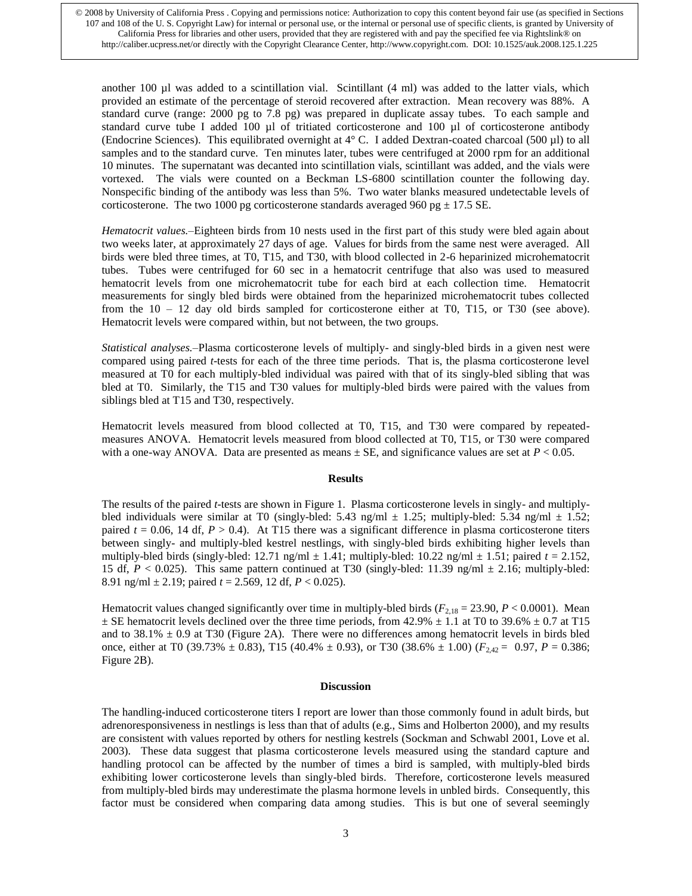another 100 µl was added to a scintillation vial. Scintillant (4 ml) was added to the latter vials, which provided an estimate of the percentage of steroid recovered after extraction. Mean recovery was 88%. A standard curve (range: 2000 pg to 7.8 pg) was prepared in duplicate assay tubes. To each sample and standard curve tube I added 100 µl of tritiated corticosterone and 100 µl of corticosterone antibody (Endocrine Sciences). This equilibrated overnight at 4° C. I added Dextran-coated charcoal (500 µl) to all samples and to the standard curve. Ten minutes later, tubes were centrifuged at 2000 rpm for an additional 10 minutes. The supernatant was decanted into scintillation vials, scintillant was added, and the vials were vortexed. The vials were counted on a Beckman LS-6800 scintillation counter the following day. Nonspecific binding of the antibody was less than 5%. Two water blanks measured undetectable levels of corticosterone. The two 1000 pg corticosterone standards averaged 960 pg ± 17.5 SE.

*Hematocrit values.*–Eighteen birds from 10 nests used in the first part of this study were bled again about two weeks later, at approximately 27 days of age. Values for birds from the same nest were averaged. All birds were bled three times, at T0, T15, and T30, with blood collected in 2-6 heparinized microhematocrit tubes. Tubes were centrifuged for 60 sec in a hematocrit centrifuge that also was used to measured hematocrit levels from one microhematocrit tube for each bird at each collection time. Hematocrit measurements for singly bled birds were obtained from the heparinized microhematocrit tubes collected from the 10 – 12 day old birds sampled for corticosterone either at T0, T15, or T30 (see above). Hematocrit levels were compared within, but not between, the two groups.

*Statistical analyses.*–Plasma corticosterone levels of multiply- and singly-bled birds in a given nest were compared using paired *t*-tests for each of the three time periods. That is, the plasma corticosterone level measured at T0 for each multiply-bled individual was paired with that of its singly-bled sibling that was bled at T0. Similarly, the T15 and T30 values for multiply-bled birds were paired with the values from siblings bled at T15 and T30, respectively.

Hematocrit levels measured from blood collected at T0, T15, and T30 were compared by repeated-measures ANOVA. Hematocrit levels measured from blood collected at T0, T15, or T30 were compared with a one-way ANOVA. Data are presented as means ± SE, and significance values are set at $P < 0.05$.

## Results

The results of the paired *t*-tests are shown in Figure 1. Plasma corticosterone levels in singly- and multiply-bled individuals were similar at T0 (singly-bled: 5.43 ng/ml ± 1.25; multiply-bled: 5.34 ng/ml ± 1.52; paired $t = 0.06$, 14 df, $P > 0.4$). At T15 there was a significant difference in plasma corticosterone titers between singly- and multiply-bled kestrel nestlings, with singly-bled birds exhibiting higher levels than multiply-bled birds (singly-bled: 12.71 ng/ml ± 1.41; multiply-bled: 10.22 ng/ml ± 1.51; paired $t = 2.152$, 15 df, $P < 0.025$). This same pattern continued at T30 (singly-bled: 11.39 ng/ml ± 2.16; multiply-bled: 8.91 ng/ml ± 2.19; paired $t = 2.569$, 12 df, $P < 0.025$).

Hematocrit values changed significantly over time in multiply-bled birds ($F_{2,18} = 23.90$, $P < 0.0001$). Mean ± SE hematocrit levels declined over the three time periods, from 42.9% ± 1.1 at T0 to 39.6% ± 0.7 at T15 and to 38.1% ± 0.9 at T30 (Figure 2A). There were no differences among hematocrit levels in birds bled once, either at T0 (39.73% ± 0.83), T15 (40.4% ± 0.93), or T30 (38.6% ± 1.00) ($F_{2,42} = 0.97$, $P = 0.386$; Figure 2B).

## Discussion

The handling-induced corticosterone titers I report are lower than those commonly found in adult birds, but adrenoresponsiveness in nestlings is less than that of adults (e.g., Sims and Holberton 2000), and my results are consistent with values reported by others for nestling kestrels (Sockman and Schwabl 2001, Love et al. 2003). These data suggest that plasma corticosterone levels measured using the standard capture and handling protocol can be affected by the number of times a bird is sampled, with multiply-bled birds exhibiting lower corticosterone levels than singly-bled birds. Therefore, corticosterone levels measured from multiply-bled birds may underestimate the plasma hormone levels in unbled birds. Consequently, this factor must be considered when comparing data among studies. This is but one of several seemingly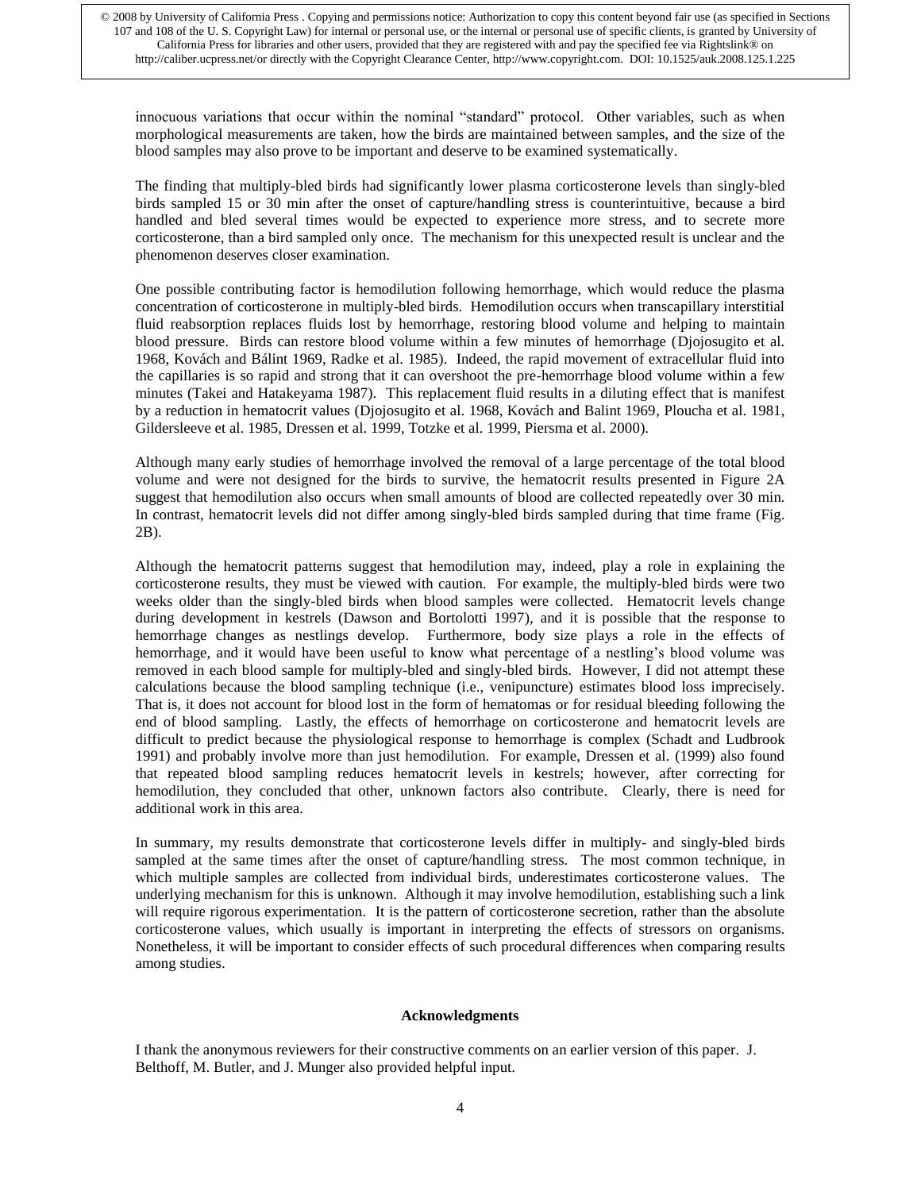innocuous variations that occur within the nominal "standard" protocol. Other variables, such as when morphological measurements are taken, how the birds are maintained between samples, and the size of the blood samples may also prove to be important and deserve to be examined systematically.

The finding that multiply-bled birds had significantly lower plasma corticosterone levels than singly-bled birds sampled 15 or 30 min after the onset of capture/handling stress is counterintuitive, because a bird handled and bled several times would be expected to experience more stress, and to secrete more corticosterone, than a bird sampled only once. The mechanism for this unexpected result is unclear and the phenomenon deserves closer examination.

One possible contributing factor is hemodilution following hemorrhage, which would reduce the plasma concentration of corticosterone in multiply-bled birds. Hemodilution occurs when transcapillary interstitial fluid reabsorption replaces fluids lost by hemorrhage, restoring blood volume and helping to maintain blood pressure. Birds can restore blood volume within a few minutes of hemorrhage (Djojosugito et al. 1968, Kovách and Bálint 1969, Radke et al. 1985). Indeed, the rapid movement of extracellular fluid into the capillaries is so rapid and strong that it can overshoot the pre-hemorrhage blood volume within a few minutes (Takei and Hatakeyama 1987). This replacement fluid results in a diluting effect that is manifest by a reduction in hematocrit values (Djojosugito et al. 1968, Kovách and Balint 1969, Ploucha et al. 1981, Gildersleeve et al. 1985, Dressen et al. 1999, Totzke et al. 1999, Piersma et al. 2000).

Although many early studies of hemorrhage involved the removal of a large percentage of the total blood volume and were not designed for the birds to survive, the hematocrit results presented in Figure 2A suggest that hemodilution also occurs when small amounts of blood are collected repeatedly over 30 min. In contrast, hematocrit levels did not differ among singly-bled birds sampled during that time frame (Fig. 2B).

Although the hematocrit patterns suggest that hemodilution may, indeed, play a role in explaining the corticosterone results, they must be viewed with caution. For example, the multiply-bled birds were two weeks older than the singly-bled birds when blood samples were collected. Hematocrit levels change during development in kestrels (Dawson and Bortolotti 1997), and it is possible that the response to hemorrhage changes as nestlings develop. Furthermore, body size plays a role in the effects of hemorrhage, and it would have been useful to know what percentage of a nestling's blood volume was removed in each blood sample for multiply-bled and singly-bled birds. However, I did not attempt these calculations because the blood sampling technique (i.e., venipuncture) estimates blood loss imprecisely. That is, it does not account for blood lost in the form of hematomas or for residual bleeding following the end of blood sampling. Lastly, the effects of hemorrhage on corticosterone and hematocrit levels are difficult to predict because the physiological response to hemorrhage is complex (Schadt and Ludbrook 1991) and probably involve more than just hemodilution. For example, Dressen et al. (1999) also found that repeated blood sampling reduces hematocrit levels in kestrels; however, after correcting for hemodilution, they concluded that other, unknown factors also contribute. Clearly, there is need for additional work in this area.

In summary, my results demonstrate that corticosterone levels differ in multiply- and singly-bled birds sampled at the same times after the onset of capture/handling stress. The most common technique, in which multiple samples are collected from individual birds, underestimates corticosterone values. The underlying mechanism for this is unknown. Although it may involve hemodilution, establishing such a link will require rigorous experimentation. It is the pattern of corticosterone secretion, rather than the absolute corticosterone values, which usually is important in interpreting the effects of stressors on organisms. Nonetheless, it will be important to consider effects of such procedural differences when comparing results among studies.

## Acknowledgments

I thank the anonymous reviewers for their constructive comments on an earlier version of this paper. J. Belthoff, M. Butler, and J. Munger also provided helpful input.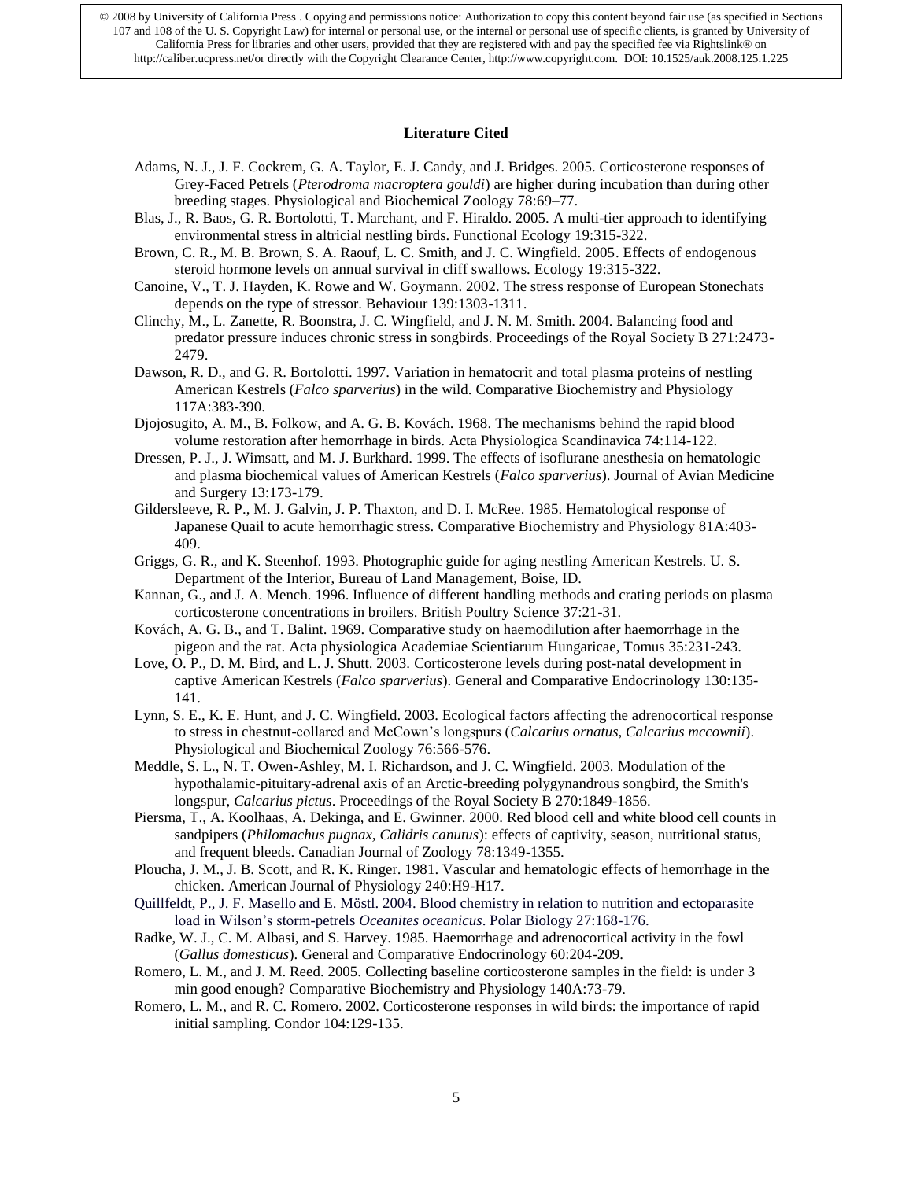© 2008 by University of California Press . Copying and permissions notice: Authorization to copy this content beyond fair use (as specified in Sections 107 and 108 of the U. S. Copyright Law) for internal or personal use, or the internal or personal use of specific clients, is granted by University of California Press for libraries and other users, provided that they are registered with and pay the specified fee via Rightslink® on http://caliber.ucpress.net/or directly with the Copyright Clearance Center, http://www.copyright.com. DOI: 10.1525/auk.2008.125.1.225

## Literature Cited

Adams, N. J., J. F. Cockrem, G. A. Taylor, E. J. Candy, and J. Bridges. 2005. Corticosterone responses of Grey-Faced Petrels (*Pterodroma macroptera gouldi*) are higher during incubation than during other breeding stages. Physiological and Biochemical Zoology 78:69–77.

Blas, J., R. Baos, G. R. Bortolotti, T. Marchant, and F. Hiraldo. 2005. A multi-tier approach to identifying environmental stress in altricial nestling birds. Functional Ecology 19:315-322.

Brown, C. R., M. B. Brown, S. A. Raouf, L. C. Smith, and J. C. Wingfield. 2005. Effects of endogenous steroid hormone levels on annual survival in cliff swallows. Ecology 19:315-322.

Canoine, V., T. J. Hayden, K. Rowe and W. Goymann. 2002. The stress response of European Stonechats depends on the type of stressor. Behaviour 139:1303-1311.

Clinchy, M., L. Zanette, R. Boonstra, J. C. Wingfield, and J. N. M. Smith. 2004. Balancing food and predator pressure induces chronic stress in songbirds. Proceedings of the Royal Society B 271:2473-2479.

Dawson, R. D., and G. R. Bortolotti. 1997. Variation in hematocrit and total plasma proteins of nestling American Kestrels (*Falco sparverius*) in the wild. Comparative Biochemistry and Physiology 117A:383-390.

Djojosugito, A. M., B. Folkow, and A. G. B. Kovách. 1968. The mechanisms behind the rapid blood volume restoration after hemorrhage in birds. Acta Physiologica Scandinavica 74:114-122.

Dressen, P. J., J. Wimsatt, and M. J. Burkhard. 1999. The effects of isoflurane anesthesia on hematologic and plasma biochemical values of American Kestrels (*Falco sparverius*). Journal of Avian Medicine and Surgery 13:173-179.

Gildersleeve, R. P., M. J. Galvin, J. P. Thaxton, and D. I. McRee. 1985. Hematological response of Japanese Quail to acute hemorrhagic stress. Comparative Biochemistry and Physiology 81A:403-409.

Griggs, G. R., and K. Steenhof. 1993. Photographic guide for aging nestling American Kestrels. U. S. Department of the Interior, Bureau of Land Management, Boise, ID.

Kannan, G., and J. A. Mench. 1996. Influence of different handling methods and crating periods on plasma corticosterone concentrations in broilers. British Poultry Science 37:21-31.

Kovách, A. G. B., and T. Balint. 1969. Comparative study on haemodilution after haemorrhage in the pigeon and the rat. Acta physiologica Academiae Scientiarum Hungaricae, Tomus 35:231-243.

Love, O. P., D. M. Bird, and L. J. Shutt. 2003. Corticosterone levels during post-natal development in captive American Kestrels (*Falco sparverius*). General and Comparative Endocrinology 130:135-141.

Lynn, S. E., K. E. Hunt, and J. C. Wingfield. 2003. Ecological factors affecting the adrenocortical response to stress in chestnut-collared and McCown's longspurs (*Calcarius ornatus, Calcarius mccownii*). Physiological and Biochemical Zoology 76:566-576.

Meddle, S. L., N. T. Owen-Ashley, M. I. Richardson, and J. C. Wingfield. 2003. Modulation of the hypothalamic-pituitary-adrenal axis of an Arctic-breeding polygynandrous songbird, the Smith's longspur, *Calcarius pictus*. Proceedings of the Royal Society B 270:1849-1856.

Piersma, T., A. Koolhaas, A. Dekinga, and E. Gwinner. 2000. Red blood cell and white blood cell counts in sandpipers (*Philomachus pugnax, Calidris canutus*): effects of captivity, season, nutritional status, and frequent bleeds. Canadian Journal of Zoology 78:1349-1355.

Ploucha, J. M., J. B. Scott, and R. K. Ringer. 1981. Vascular and hematologic effects of hemorrhage in the chicken. American Journal of Physiology 240:H9-H17.

Quillfeldt, P., J. F. Masello and E. Möstl. 2004. Blood chemistry in relation to nutrition and ectoparasite load in Wilson's storm-petrels *Oceanites oceanicus*. Polar Biology 27:168-176.

Radke, W. J., C. M. Albasi, and S. Harvey. 1985. Haemorrhage and adrenocortical activity in the fowl (*Gallus domesticus*). General and Comparative Endocrinology 60:204-209.

Romero, L. M., and J. M. Reed. 2005. Collecting baseline corticosterone samples in the field: is under 3 min good enough? Comparative Biochemistry and Physiology 140A:73-79.

Romero, L. M., and R. C. Romero. 2002. Corticosterone responses in wild birds: the importance of rapid initial sampling. Condor 104:129-135.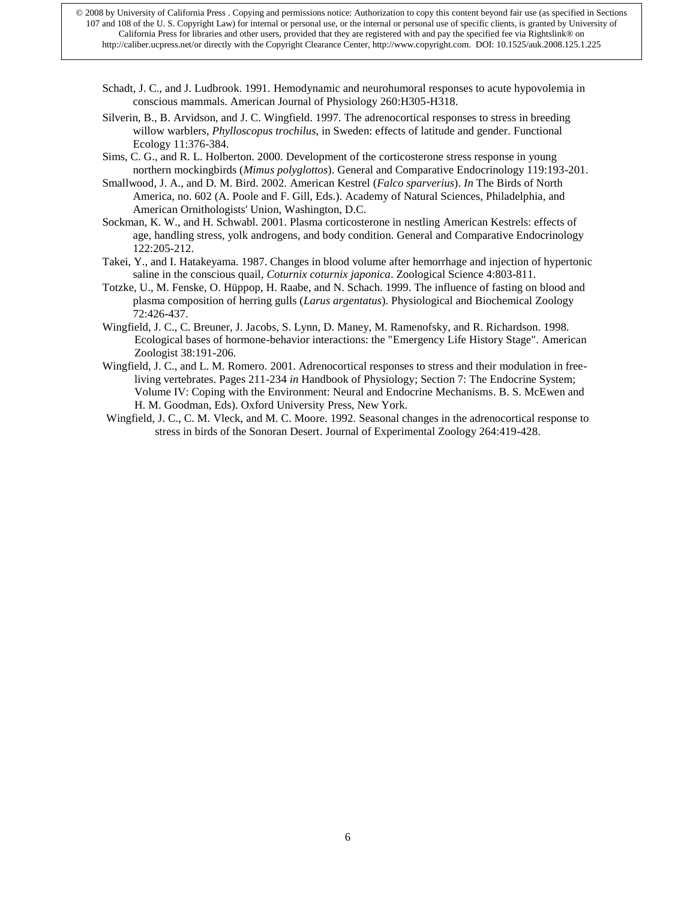Schadt, J. C., and J. Ludbrook. 1991. Hemodynamic and neurohumoral responses to acute hypovolemia in conscious mammals. American Journal of Physiology 260:H305-H318.

Silverin, B., B. Arvidson, and J. C. Wingfield. 1997. The adrenocortical responses to stress in breeding willow warblers, *Phylloscopus trochilus,* in Sweden: effects of latitude and gender. Functional Ecology 11:376-384.

Sims, C. G., and R. L. Holberton. 2000. Development of the corticosterone stress response in young northern mockingbirds (*Mimus polyglottos*). General and Comparative Endocrinology 119:193-201.

Smallwood, J. A., and D. M. Bird. 2002. American Kestrel (*Falco sparverius*). *In* The Birds of North America, no. 602 (A. Poole and F. Gill, Eds.). Academy of Natural Sciences, Philadelphia, and American Ornithologists' Union, Washington, D.C.

Sockman, K. W., and H. Schwabl. 2001. Plasma corticosterone in nestling American Kestrels: effects of age, handling stress, yolk androgens, and body condition. General and Comparative Endocrinology 122:205-212.

Takei, Y., and I. Hatakeyama. 1987. Changes in blood volume after hemorrhage and injection of hypertonic saline in the conscious quail, *Coturnix coturnix japonica*. Zoological Science 4:803-811.

Totzke, U., M. Fenske, O. Hüppop, H. Raabe, and N. Schach. 1999. The influence of fasting on blood and plasma composition of herring gulls (*Larus argentatus*). Physiological and Biochemical Zoology 72:426-437.

Wingfield, J. C., C. Breuner, J. Jacobs, S. Lynn, D. Maney, M. Ramenofsky, and R. Richardson. 1998. Ecological bases of hormone-behavior interactions: the "Emergency Life History Stage". American Zoologist 38:191-206.

Wingfield, J. C., and L. M. Romero. 2001. Adrenocortical responses to stress and their modulation in free-living vertebrates. Pages 211-234 *in* Handbook of Physiology; Section 7: The Endocrine System; Volume IV: Coping with the Environment: Neural and Endocrine Mechanisms. B. S. McEwen and H. M. Goodman, Eds). Oxford University Press, New York.

Wingfield, J. C., C. M. Vleck, and M. C. Moore. 1992. Seasonal changes in the adrenocortical response to stress in birds of the Sonoran Desert. Journal of Experimental Zoology 264:419-428.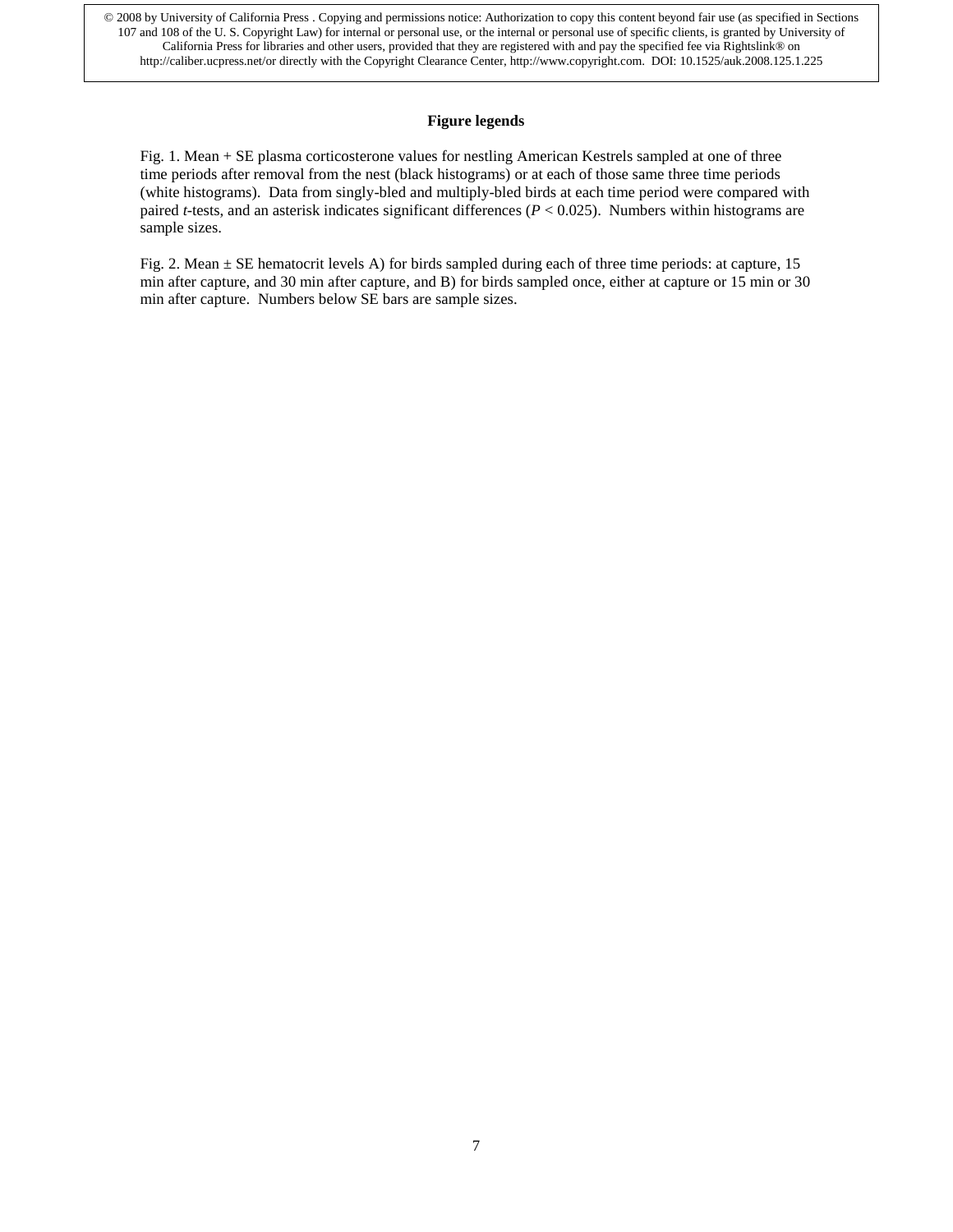© 2008 by University of California Press . Copying and permissions notice: Authorization to copy this content beyond fair use (as specified in Sections 107 and 108 of the U. S. Copyright Law) for internal or personal use, or the internal or personal use of specific clients, is granted by University of California Press for libraries and other users, provided that they are registered with and pay the specified fee via Rightslink® on http://caliber.ucpress.net/or directly with the Copyright Clearance Center, http://www.copyright.com. DOI: 10.1525/auk.2008.125.1.225

**Figure legends**

Fig. 1. Mean + SE plasma corticosterone values for nestling American Kestrels sampled at one of three time periods after removal from the nest (black histograms) or at each of those same three time periods (white histograms). Data from singly-bled and multiply-bled birds at each time period were compared with paired *t*-tests, and an asterisk indicates significant differences ($P < 0.025$). Numbers within histograms are sample sizes.

Fig. 2. Mean ± SE hematocrit levels A) for birds sampled during each of three time periods: at capture, 15 min after capture, and 30 min after capture, and B) for birds sampled once, either at capture or 15 min or 30 min after capture. Numbers below SE bars are sample sizes.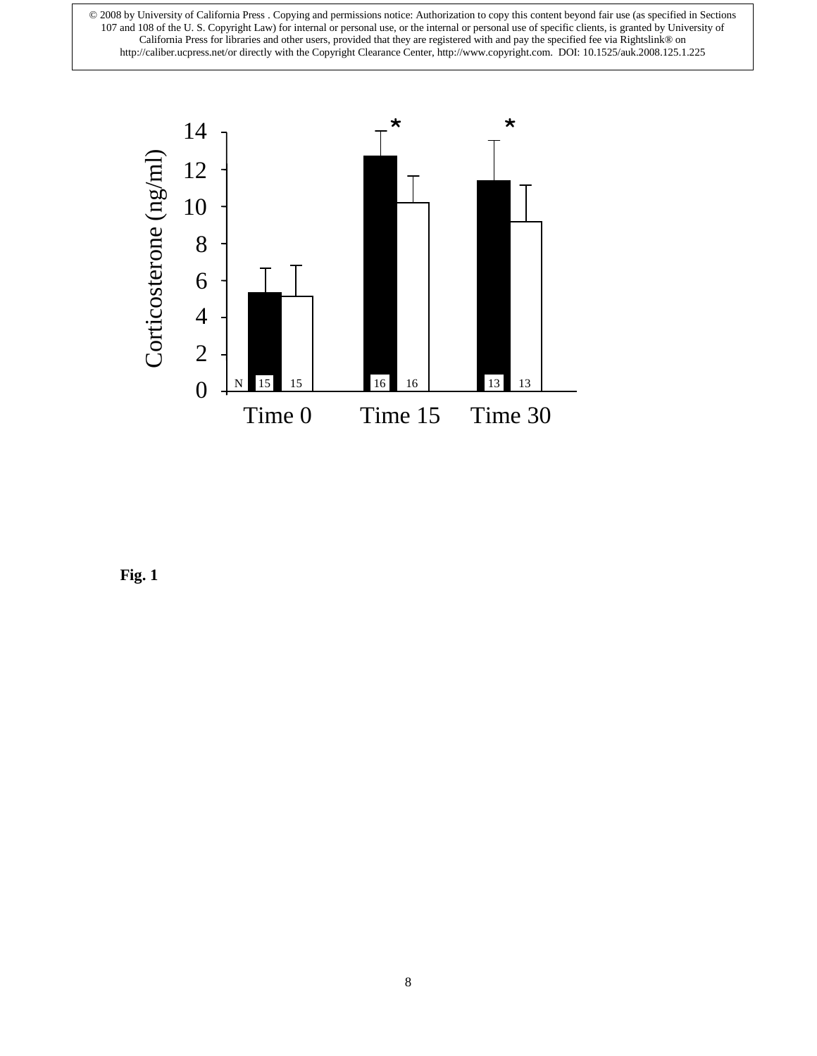© 2008 by University of California Press . Copying and permissions notice: Authorization to copy this content beyond fair use (as specified in Sections 107 and 108 of the U. S. Copyright Law) for internal or personal use, or the internal or personal use of specific clients, is granted by University of California Press for libraries and other users, provided that they are registered with and pay the specified fee via Rightslink® on http://caliber.ucpress.net/or directly with the Copyright Clearance Center, http://www.copyright.com. DOI: 10.1525/auk.2008.125.1.225

**Fig. 1**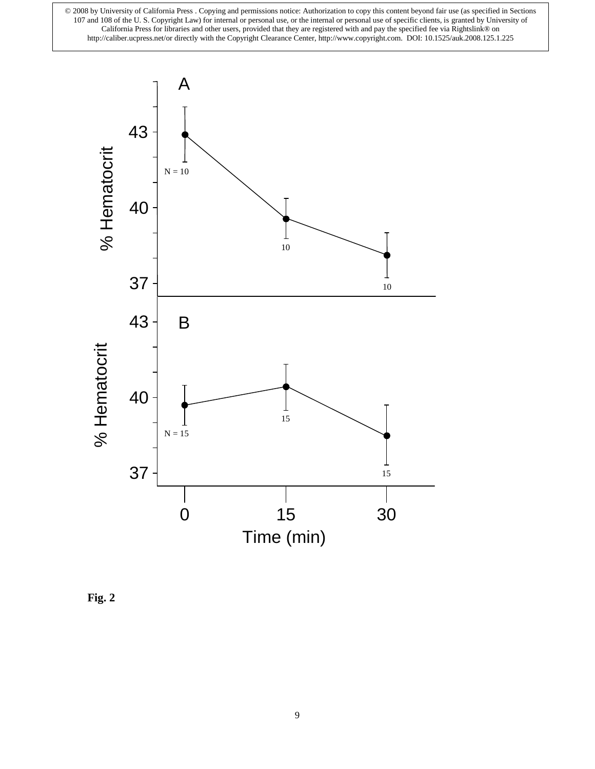© 2008 by University of California Press . Copying and permissions notice: Authorization to copy this content beyond fair use (as specified in Sections 107 and 108 of the U. S. Copyright Law) for internal or personal use, or the internal or personal use of specific clients, is granted by University of California Press for libraries and other users, provided that they are registered with and pay the specified fee via Rightslink® on http://caliber.ucpress.net/or directly with the Copyright Clearance Center, http://www.copyright.com. DOI: 10.1525/auk.2008.125.1.225

A

43

40

37

% Hematocrit

N = 10

10

10

B

43

40

37

% Hematocrit

N = 15

15

15

0

15

30

Time (min)

**Fig. 2**